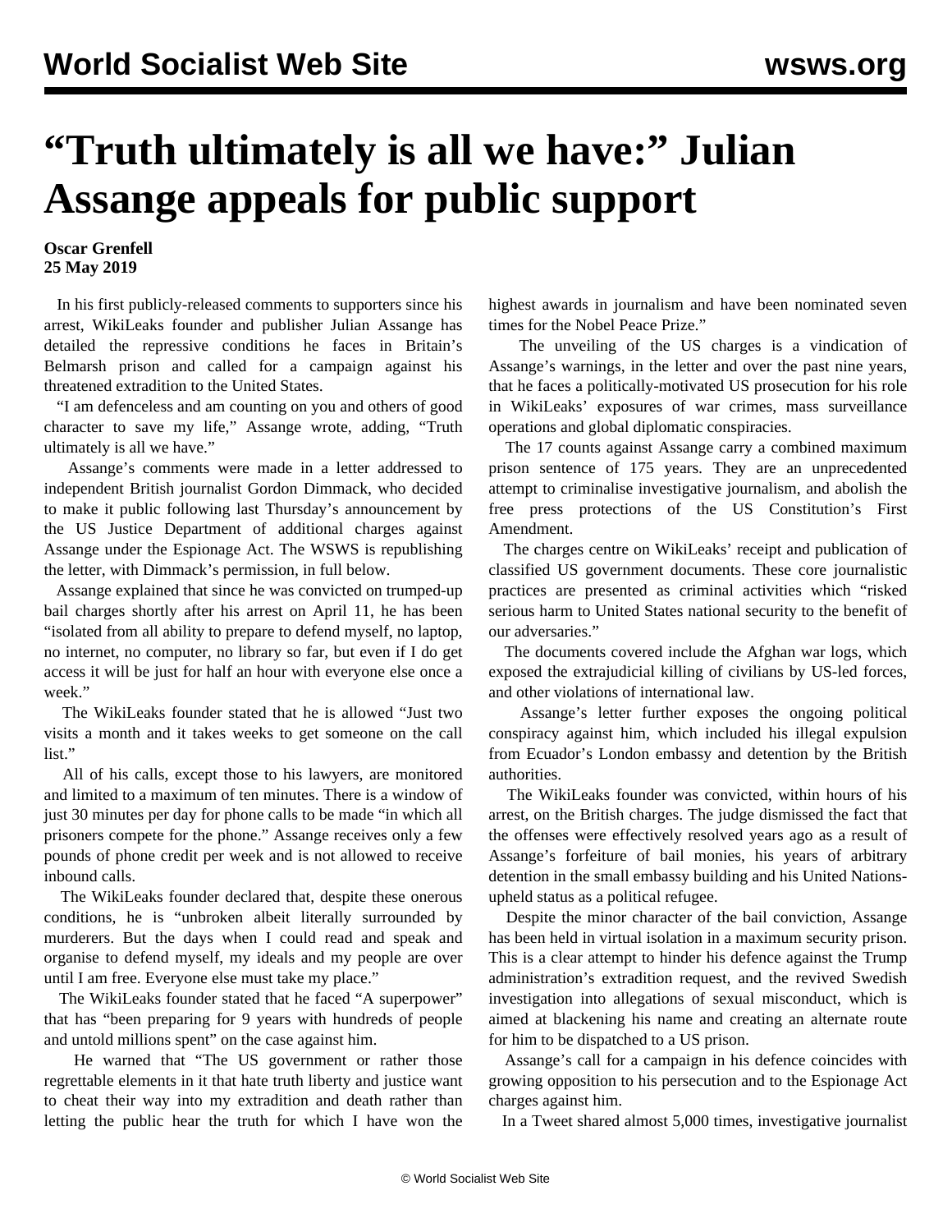# "Truth ultimately is all we have:" Julian Assange appeals for public support

**Oscar Grenfell**
**25 May 2019**

In his first publicly-released comments to supporters since his arrest, WikiLeaks founder and publisher Julian Assange has detailed the repressive conditions he faces in Britain's Belmarsh prison and called for a campaign against his threatened extradition to the United States.

"I am defenceless and am counting on you and others of good character to save my life," Assange wrote, adding, "Truth ultimately is all we have."

Assange's comments were made in a letter addressed to independent British journalist Gordon Dimmack, who decided to make it public following last Thursday's announcement by the US Justice Department of additional charges against Assange under the Espionage Act. The WSWS is republishing the letter, with Dimmack's permission, in full below.

Assange explained that since he was convicted on trumped-up bail charges shortly after his arrest on April 11, he has been "isolated from all ability to prepare to defend myself, no laptop, no internet, no computer, no library so far, but even if I do get access it will be just for half an hour with everyone else once a week."

The WikiLeaks founder stated that he is allowed "Just two visits a month and it takes weeks to get someone on the call list."

All of his calls, except those to his lawyers, are monitored and limited to a maximum of ten minutes. There is a window of just 30 minutes per day for phone calls to be made "in which all prisoners compete for the phone." Assange receives only a few pounds of phone credit per week and is not allowed to receive inbound calls.

The WikiLeaks founder declared that, despite these onerous conditions, he is "unbroken albeit literally surrounded by murderers. But the days when I could read and speak and organise to defend myself, my ideals and my people are over until I am free. Everyone else must take my place."

The WikiLeaks founder stated that he faced "A superpower" that has "been preparing for 9 years with hundreds of people and untold millions spent" on the case against him.

He warned that "The US government or rather those regrettable elements in it that hate truth liberty and justice want to cheat their way into my extradition and death rather than letting the public hear the truth for which I have won the highest awards in journalism and have been nominated seven times for the Nobel Peace Prize."

The unveiling of the US charges is a vindication of Assange's warnings, in the letter and over the past nine years, that he faces a politically-motivated US prosecution for his role in WikiLeaks' exposures of war crimes, mass surveillance operations and global diplomatic conspiracies.

The 17 counts against Assange carry a combined maximum prison sentence of 175 years. They are an unprecedented attempt to criminalise investigative journalism, and abolish the free press protections of the US Constitution's First Amendment.

The charges centre on WikiLeaks' receipt and publication of classified US government documents. These core journalistic practices are presented as criminal activities which "risked serious harm to United States national security to the benefit of our adversaries."

The documents covered include the Afghan war logs, which exposed the extrajudicial killing of civilians by US-led forces, and other violations of international law.

Assange's letter further exposes the ongoing political conspiracy against him, which included his illegal expulsion from Ecuador's London embassy and detention by the British authorities.

The WikiLeaks founder was convicted, within hours of his arrest, on the British charges. The judge dismissed the fact that the offenses were effectively resolved years ago as a result of Assange's forfeiture of bail monies, his years of arbitrary detention in the small embassy building and his United Nations-upheld status as a political refugee.

Despite the minor character of the bail conviction, Assange has been held in virtual isolation in a maximum security prison. This is a clear attempt to hinder his defence against the Trump administration's extradition request, and the revived Swedish investigation into allegations of sexual misconduct, which is aimed at blackening his name and creating an alternate route for him to be dispatched to a US prison.

Assange's call for a campaign in his defence coincides with growing opposition to his persecution and to the Espionage Act charges against him.

In a Tweet shared almost 5,000 times, investigative journalist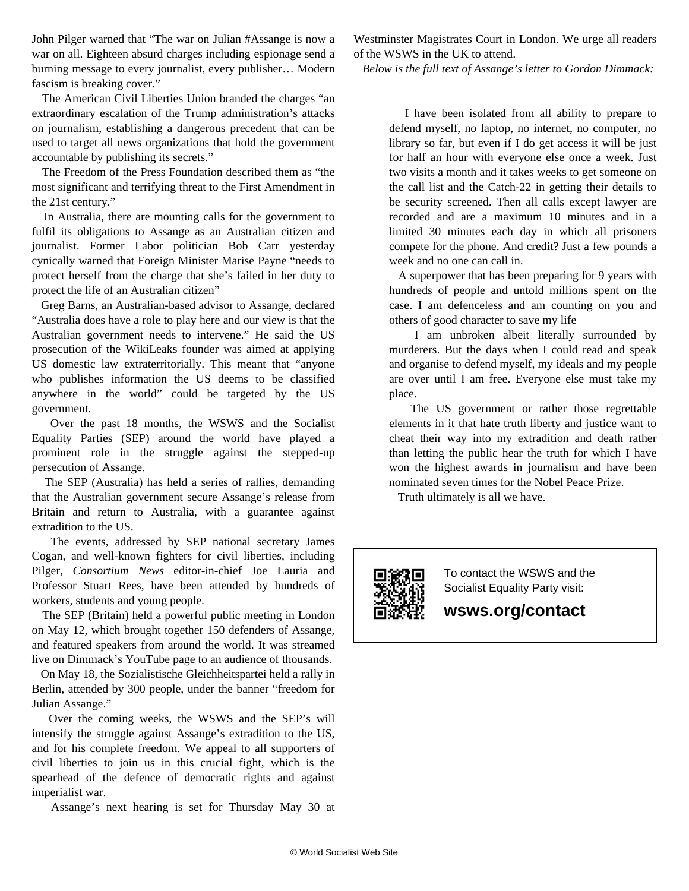John Pilger warned that "The war on Julian #Assange is now a war on all. Eighteen absurd charges including espionage send a burning message to every journalist, every publisher… Modern fascism is breaking cover."

The American Civil Liberties Union branded the charges "an extraordinary escalation of the Trump administration's attacks on journalism, establishing a dangerous precedent that can be used to target all news organizations that hold the government accountable by publishing its secrets."

The Freedom of the Press Foundation described them as "the most significant and terrifying threat to the First Amendment in the 21st century."

In Australia, there are mounting calls for the government to fulfil its obligations to Assange as an Australian citizen and journalist. Former Labor politician Bob Carr yesterday cynically warned that Foreign Minister Marise Payne "needs to protect herself from the charge that she's failed in her duty to protect the life of an Australian citizen"

Greg Barns, an Australian-based advisor to Assange, declared "Australia does have a role to play here and our view is that the Australian government needs to intervene." He said the US prosecution of the WikiLeaks founder was aimed at applying US domestic law extraterritorially. This meant that "anyone who publishes information the US deems to be classified anywhere in the world" could be targeted by the US government.

Over the past 18 months, the WSWS and the Socialist Equality Parties (SEP) around the world have played a prominent role in the struggle against the stepped-up persecution of Assange.

The SEP (Australia) has held a series of rallies, demanding that the Australian government secure Assange's release from Britain and return to Australia, with a guarantee against extradition to the US.

The events, addressed by SEP national secretary James Cogan, and well-known fighters for civil liberties, including Pilger, *Consortium News* editor-in-chief Joe Lauria and Professor Stuart Rees, have been attended by hundreds of workers, students and young people.

The SEP (Britain) held a powerful public meeting in London on May 12, which brought together 150 defenders of Assange, and featured speakers from around the world. It was streamed live on Dimmack's YouTube page to an audience of thousands.

On May 18, the Sozialistische Gleichheitspartei held a rally in Berlin, attended by 300 people, under the banner "freedom for Julian Assange."

Over the coming weeks, the WSWS and the SEP's will intensify the struggle against Assange's extradition to the US, and for his complete freedom. We appeal to all supporters of civil liberties to join us in this crucial fight, which is the spearhead of the defence of democratic rights and against imperialist war.

Assange's next hearing is set for Thursday May 30 at Westminster Magistrates Court in London. We urge all readers of the WSWS in the UK to attend.

*Below is the full text of Assange's letter to Gordon Dimmack:*

> I have been isolated from all ability to prepare to defend myself, no laptop, no internet, no computer, no library so far, but even if I do get access it will be just for half an hour with everyone else once a week. Just two visits a month and it takes weeks to get someone on the call list and the Catch-22 in getting their details to be security screened. Then all calls except lawyer are recorded and are a maximum 10 minutes and in a limited 30 minutes each day in which all prisoners compete for the phone. And credit? Just a few pounds a week and no one can call in.
>
> A superpower that has been preparing for 9 years with hundreds of people and untold millions spent on the case. I am defenceless and am counting on you and others of good character to save my life
>
> I am unbroken albeit literally surrounded by murderers. But the days when I could read and speak and organise to defend myself, my ideals and my people are over until I am free. Everyone else must take my place.
>
> The US government or rather those regrettable elements in it that hate truth liberty and justice want to cheat their way into my extradition and death rather than letting the public hear the truth for which I have won the highest awards in journalism and have been nominated seven times for the Nobel Peace Prize.
>
> Truth ultimately is all we have.

To contact the WSWS and the Socialist Equality Party visit:

**wsws.org/contact**